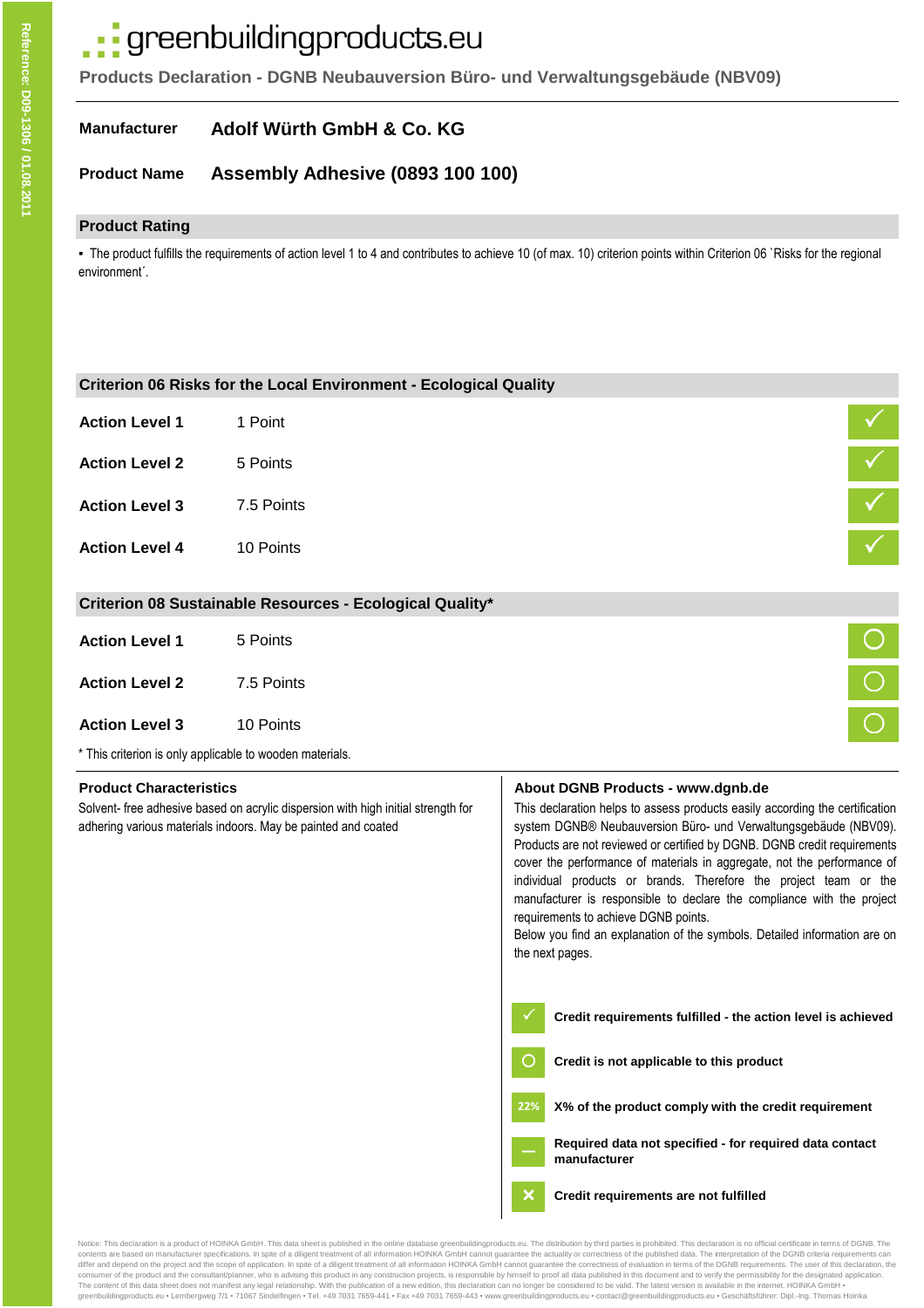Reference: D09-1306 / 01.08.2011

# greenbuildingproducts.eu

**Products Declaration - DGNB Neubauversion Büro- und Verwaltungsgebäude (NBV09)**

**Manufacturer** — **Adolf Würth GmbH & Co. KG**

**Product Name** — **Assembly Adhesive (0893 100 100)**

## Product Rating

- The product fulfills the requirements of action level 1 to 4 and contributes to achieve 10 (of max. 10) criterion points within Criterion 06 `Risks for the regional environment´.

## Criterion 06 Risks for the Local Environment - Ecological Quality

| Action Level | Points | Status |
|---|---|---|
| **Action Level 1** | 1 Point | ✓ |
| **Action Level 2** | 5 Points | ✓ |
| **Action Level 3** | 7.5 Points | ✓ |
| **Action Level 4** | 10 Points | ✓ |

## Criterion 08 Sustainable Resources - Ecological Quality*

| Action Level | Points | Status |
|---|---|---|
| **Action Level 1** | 5 Points | O |
| **Action Level 2** | 7.5 Points | O |
| **Action Level 3** | 10 Points | O |

* This criterion is only applicable to wooden materials.

### Product Characteristics

Solvent- free adhesive based on acrylic dispersion with high initial strength for adhering various materials indoors. May be painted and coated

### About DGNB Products - www.dgnb.de

This declaration helps to assess products easily according the certification system DGNB® Neubauversion Büro- und Verwaltungsgebäude (NBV09). Products are not reviewed or certified by DGNB. DGNB credit requirements cover the performance of materials in aggregate, not the performance of individual products or brands. Therefore the project team or the manufacturer is responsible to declare the compliance with the project requirements to achieve DGNB points.

Below you find an explanation of the symbols. Detailed information are on the next pages.

- ✓ **Credit requirements fulfilled - the action level is achieved**
- O **Credit is not applicable to this product**
- 22% **X% of the product comply with the credit requirement**
- – **Required data not specified - for required data contact manufacturer**
- ✕ **Credit requirements are not fulfilled**

Notice: This declaration is a product of HOINKA GmbH. This data sheet is published in the online database greenbuildingproducts.eu. The distribution by third parties is prohibited. This declaration is no official certificate in terms of DGNB. The contents are based on manufacturer specifications. In spite of a diligent treatment of all information HOINKA GmbH cannot guarantee the actuality or correctness of the published data. The interpretation of the DGNB criteria requirements can differ and depend on the project and the scope of application. In spite of a diligent treatment of all information HOINKA GmbH cannot guarantee the correctness of evaluation in terms of the DGNB requirements. The user of this declaration, the consumer of the product and the consultant/planner, who is advising this product in any construction projects, is responsible by himself to proof all data published in this document and to verify the permissibility for the designated application. The content of this data sheet does not manifest any legal relationship. With the publication of a new edition, this declaration can no longer be considered to be valid. The latest version is available in the internet. HOINKA GmbH • greenbuildingproducts.eu • Lembergweg 7/1 • 71067 Sindelfingen • Tel. +49 7031 7659-441 • Fax +49 7031 7659-443 • www.greenbuildingproducts.eu • contact@greenbuildingproducts.eu • Geschäftsführer: Dipl.-Ing. Thomas Hoinka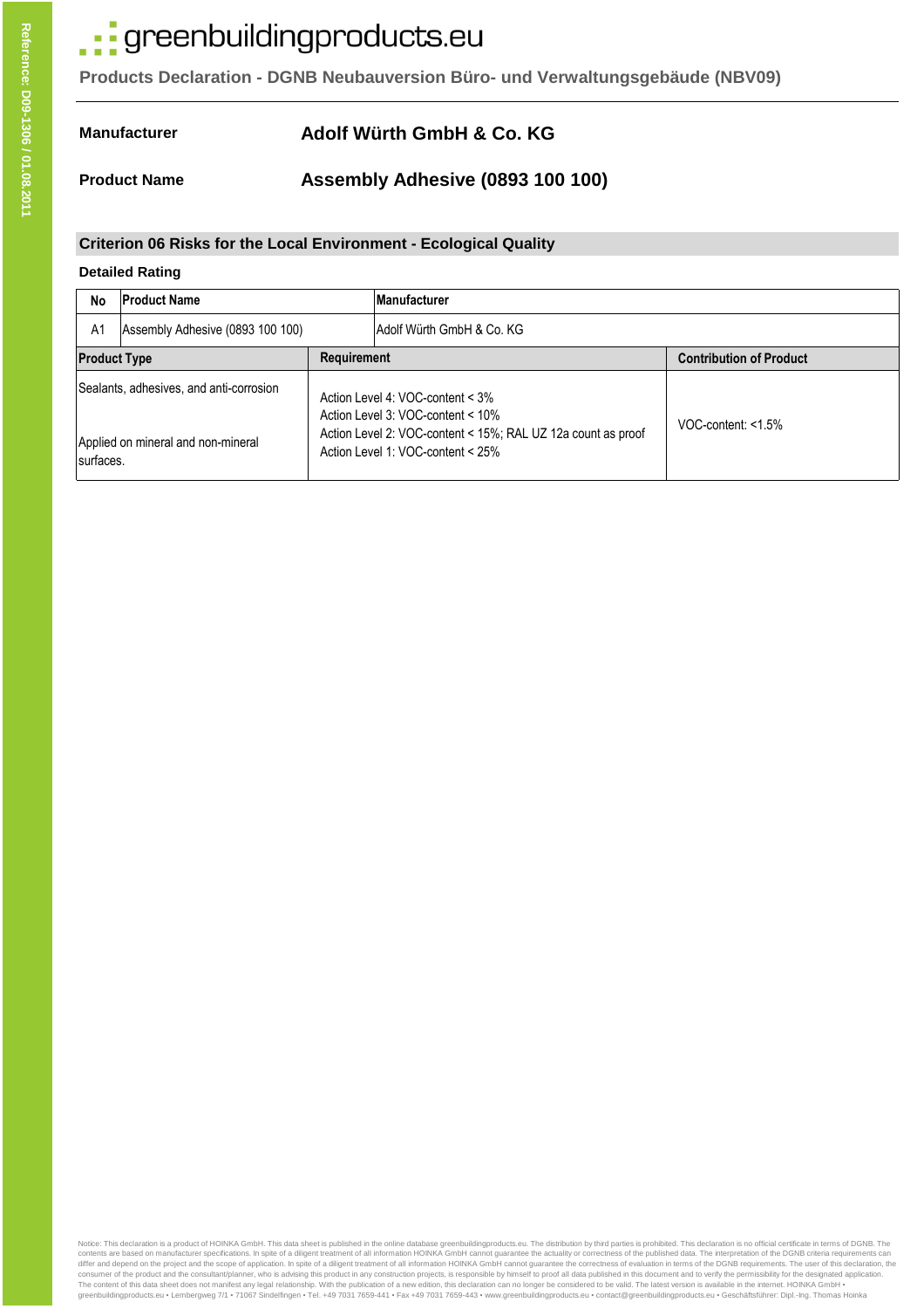# greenbuildingproducts.eu

**Products Declaration - DGNB Neubauversion Büro- und Verwaltungsgebäude (NBV09)**

| | |
|---|---|
| **Manufacturer** | **Adolf Würth GmbH & Co. KG** |
| **Product Name** | **Assembly Adhesive (0893 100 100)** |

## Criterion 06 Risks for the Local Environment - Ecological Quality

### Detailed Rating

| No | Product Name | Manufacturer |
|---|---|---|
| A1 | Assembly Adhesive (0893 100 100) | Adolf Würth GmbH & Co. KG |

| Product Type | Requirement | Contribution of Product |
|---|---|---|
| Sealants, adhesives, and anti-corrosion<br><br>Applied on mineral and non-mineral surfaces. | Action Level 4: VOC-content < 3%<br>Action Level 3: VOC-content < 10%<br>Action Level 2: VOC-content < 15%; RAL UZ 12a count as proof<br>Action Level 1: VOC-content < 25% | VOC-content: <1.5% |

Notice: This declaration is a product of HOINKA GmbH. This data sheet is published in the online database greenbuildingproducts.eu. The distribution by third parties is prohibited. This declaration is no official certificate in terms of DGNB. The contents are based on manufacturer specifications. In spite of a diligent treatment of all information HOINKA GmbH cannot guarantee the actuality or correctness of the published data. The interpretation of the DGNB criteria requirements can differ and depend on the project and the scope of application. In spite of a diligent treatment of all information HOINKA GmbH cannot guarantee the correctness of evaluation in terms of the DGNB requirements. The user of this declaration, the consumer of the product and the consultant/planner, who is advising this product in any construction projects, is responsible by himself to proof all data published in this document and to verify the permissibility for the designated application. The content of this data sheet does not manifest any legal relationship. With the publication of a new edition, this declaration can no longer be considered to be valid. The latest version is available in the internet. HOINKA GmbH • greenbuildingproducts.eu • Lembergweg 7/1 • 71067 Sindelfingen • Tel. +49 7031 7659-441 • Fax +49 7031 7659-443 • www.greenbuildingproducts.eu • contact@greenbuildingproducts.eu • Geschäftsführer: Dipl.-Ing. Thomas Hoinka